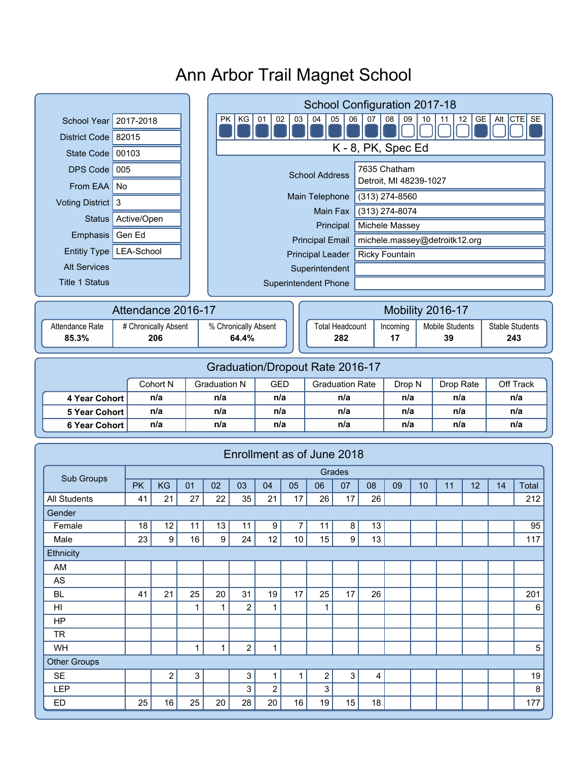# Ann Arbor Trail Magnet School

| | |
|---|---|
| School Year | 2017-2018 |
| District Code | 82015 |
| State Code | 00103 |
| DPS Code | 005 |
| From EAA | No |
| Voting District | 3 |
| Status | Active/Open |
| Emphasis | Gen Ed |
| Entitiy Type | LEA-School |
| Alt Services | |
| Title 1 Status | |

## School Configuration 2017-18

| PK | KG | 01 | 02 | 03 | 04 | 05 | 06 | 07 | 08 | 09 | 10 | 11 | 12 | GE | Alt | CTE | SE |
|---|---|---|---|---|---|---|---|---|---|---|---|---|---|---|---|---|---|
| ■ | ■ | ■ | ■ | ■ | ■ | ■ | ■ | ■ | ■ | □ | □ | □ | □ | ■ | □ | □ | ■ |

K - 8, PK, Spec Ed

| | |
|---|---|
| School Address | 7635 Chatham<br>Detroit, MI 48239-1027 |
| Main Telephone | (313) 274-8560 |
| Main Fax | (313) 274-8074 |
| Principal | Michele Massey |
| Principal Email | michele.massey@detroitk12.org |
| Principal Leader | Ricky Fountain |
| Superintendent | |
| Superintendent Phone | |

## Attendance 2016-17

| Attendance Rate | # Chronically Absent | % Chronically Absent |
|---|---|---|
| 85.3% | 206 | 64.4% |

## Mobility 2016-17

| Total Headcount | Incoming | Mobile Students | Stable Students |
|---|---|---|---|
| 282 | 17 | 39 | 243 |

## Graduation/Dropout Rate 2016-17

| | Cohort N | Graduation N | GED | Graduation Rate | Drop N | Drop Rate | Off Track |
|---|---|---|---|---|---|---|---|
| **4 Year Cohort** | n/a | n/a | n/a | n/a | n/a | n/a | n/a |
| **5 Year Cohort** | n/a | n/a | n/a | n/a | n/a | n/a | n/a |
| **6 Year Cohort** | n/a | n/a | n/a | n/a | n/a | n/a | n/a |

## Enrollment as of June 2018

| Sub Groups | Grades | | | | | | | | | | | | | | |
|---|---|---|---|---|---|---|---|---|---|---|---|---|---|---|---|
| | PK | KG | 01 | 02 | 03 | 04 | 05 | 06 | 07 | 08 | 09 | 10 | 11 | 12 | 14 | Total |
| All Students | 41 | 21 | 27 | 22 | 35 | 21 | 17 | 26 | 17 | 26 | | | | | | 212 |
| Gender | | | | | | | | | | | | | | | | |
| Female | 18 | 12 | 11 | 13 | 11 | 9 | 7 | 11 | 8 | 13 | | | | | | 95 |
| Male | 23 | 9 | 16 | 9 | 24 | 12 | 10 | 15 | 9 | 13 | | | | | | 117 |
| Ethnicity | | | | | | | | | | | | | | | | |
| AM | | | | | | | | | | | | | | | | |
| AS | | | | | | | | | | | | | | | | |
| BL | 41 | 21 | 25 | 20 | 31 | 19 | 17 | 25 | 17 | 26 | | | | | | 201 |
| HI | | | 1 | 1 | 2 | 1 | | 1 | | | | | | | | 6 |
| HP | | | | | | | | | | | | | | | | |
| TR | | | | | | | | | | | | | | | | |
| WH | | | 1 | 1 | 2 | 1 | | | | | | | | | | 5 |
| Other Groups | | | | | | | | | | | | | | | | |
| SE | | 2 | 3 | | 3 | 1 | 1 | 2 | 3 | 4 | | | | | | 19 |
| LEP | | | | | 3 | 2 | | 3 | | | | | | | | 8 |
| ED | 25 | 16 | 25 | 20 | 28 | 20 | 16 | 19 | 15 | 18 | | | | | | 177 |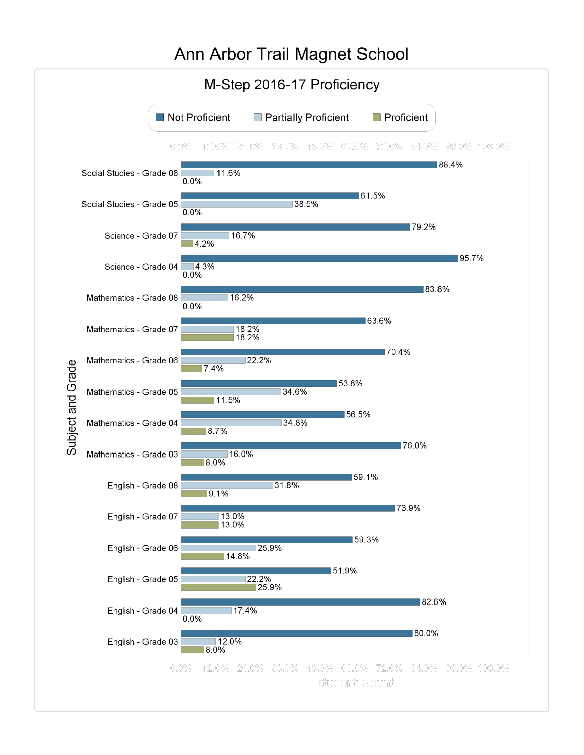# Ann Arbor Trail Magnet School

## M-Step 2016-17 Proficiency

| Subject and Grade | Not Proficient | Partially Proficient | Proficient |
|---|---|---|---|
| Social Studies - Grade 08 | 88.4% | 11.6% | 0.0% |
| Social Studies - Grade 05 | 61.5% | 38.5% | 0.0% |
| Science - Grade 07 | 79.2% | 16.7% | 4.2% |
| Science - Grade 04 | 95.7% | 4.3% | 0.0% |
| Mathematics - Grade 08 | 83.8% | 16.2% | 0.0% |
| Mathematics - Grade 07 | 63.6% | 18.2% | 18.2% |
| Mathematics - Grade 06 | 70.4% | 22.2% | 7.4% |
| Mathematics - Grade 05 | 53.8% | 34.6% | 11.5% |
| Mathematics - Grade 04 | 56.5% | 34.8% | 8.7% |
| Mathematics - Grade 03 | 76.0% | 16.0% | 8.0% |
| English - Grade 08 | 59.1% | 31.8% | 9.1% |
| English - Grade 07 | 73.9% | 13.0% | 13.0% |
| English - Grade 06 | 59.3% | 25.9% | 14.8% |
| English - Grade 05 | 51.9% | 22.2% | 25.9% |
| English - Grade 04 | 82.6% | 17.4% | 0.0% |
| English - Grade 03 | 80.0% | 12.0% | 8.0% |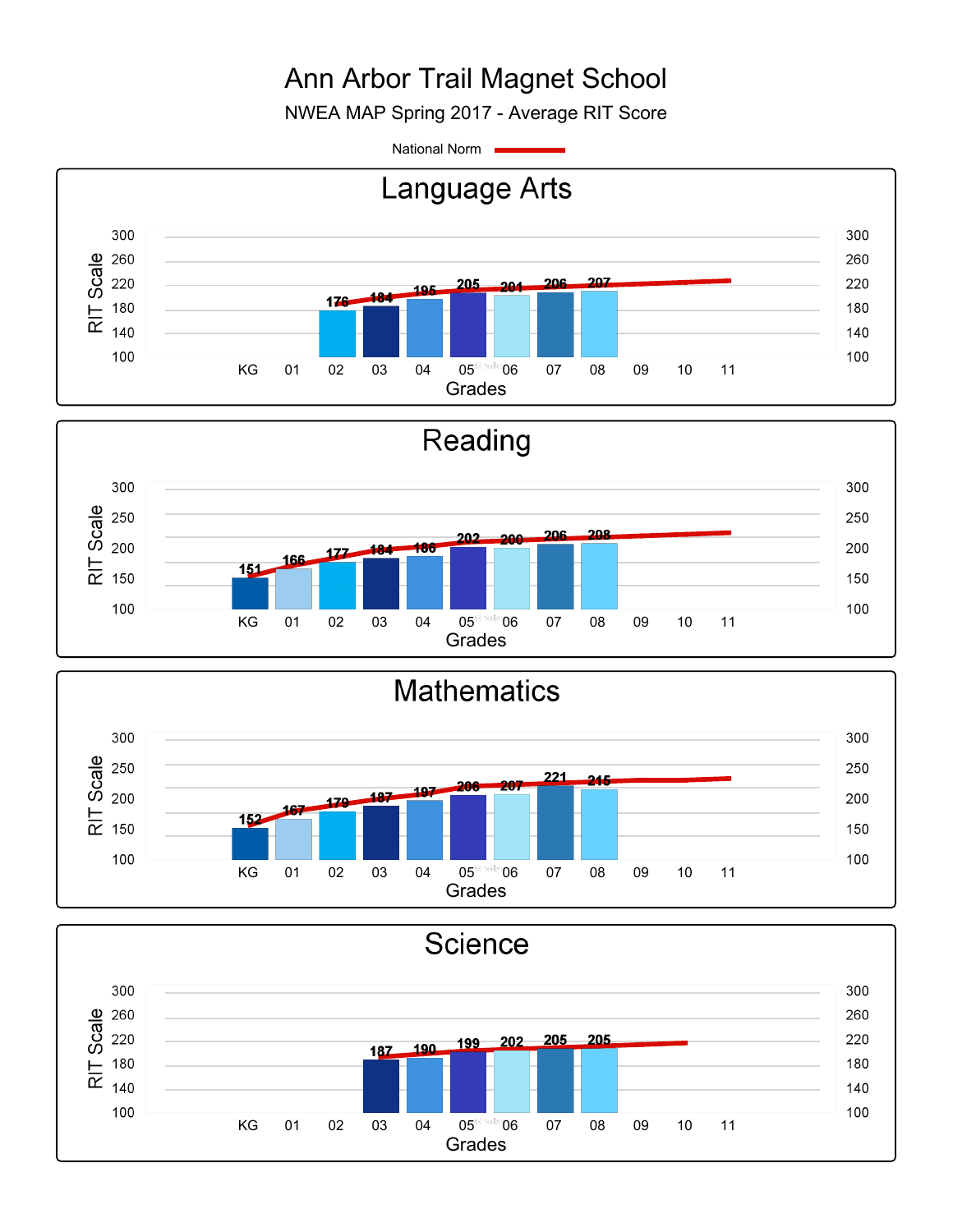# Ann Arbor Trail Magnet School

NWEA MAP Spring 2017 - Average RIT Score

National Norm

## Language Arts

| Grade | KG | 01 | 02 | 03 | 04 | 05 | 06 | 07 | 08 | 09 | 10 | 11 |
|---|---|---|---|---|---|---|---|---|---|---|---|---|
| Average RIT Score | | | 176 | 184 | 195 | 205 | 201 | 206 | 207 | | | |

## Reading

| Grade | KG | 01 | 02 | 03 | 04 | 05 | 06 | 07 | 08 | 09 | 10 | 11 |
|---|---|---|---|---|---|---|---|---|---|---|---|---|
| Average RIT Score | 151 | 166 | 177 | 184 | 186 | 202 | 200 | 206 | 208 | | | |

## Mathematics

| Grade | KG | 01 | 02 | 03 | 04 | 05 | 06 | 07 | 08 | 09 | 10 | 11 |
|---|---|---|---|---|---|---|---|---|---|---|---|---|
| Average RIT Score | 152 | 167 | 179 | 187 | 197 | 208 | 207 | 221 | 215 | | | |

## Science

| Grade | KG | 01 | 02 | 03 | 04 | 05 | 06 | 07 | 08 | 09 | 10 | 11 |
|---|---|---|---|---|---|---|---|---|---|---|---|---|
| Average RIT Score | | | | 187 | 190 | 199 | 202 | 205 | 205 | | | |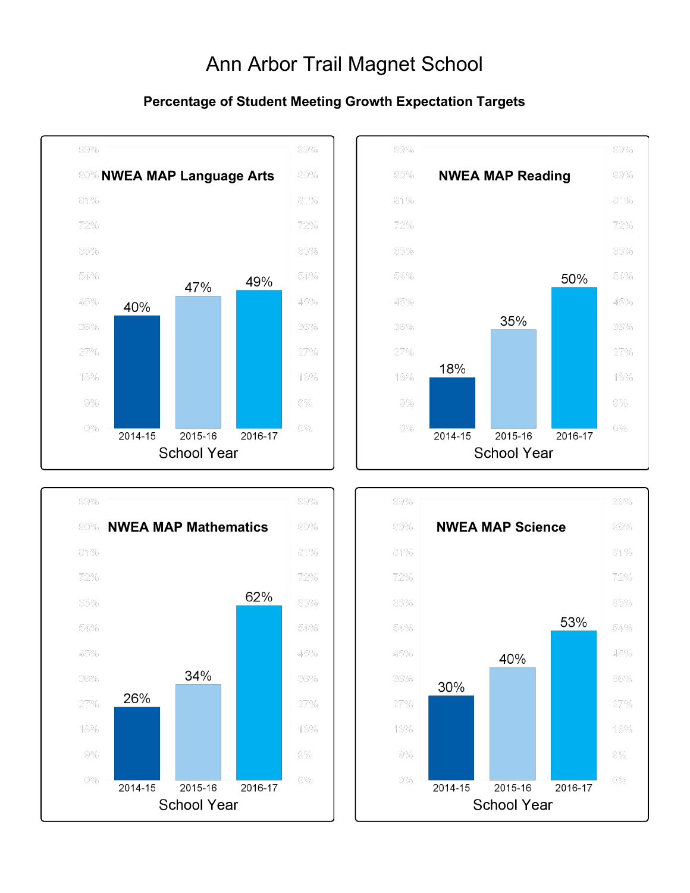# Ann Arbor Trail Magnet School

**Percentage of Student Meeting Growth Expectation Targets**

**NWEA MAP Language Arts**

40%
47%
49%

2014-15
2015-16
2016-17

School Year

**NWEA MAP Reading**

18%
35%
50%

2014-15
2015-16
2016-17

School Year

**NWEA MAP Mathematics**

26%
34%
62%

2014-15
2015-16
2016-17

School Year

**NWEA MAP Science**

30%
40%
53%

2014-15
2015-16
2016-17

School Year